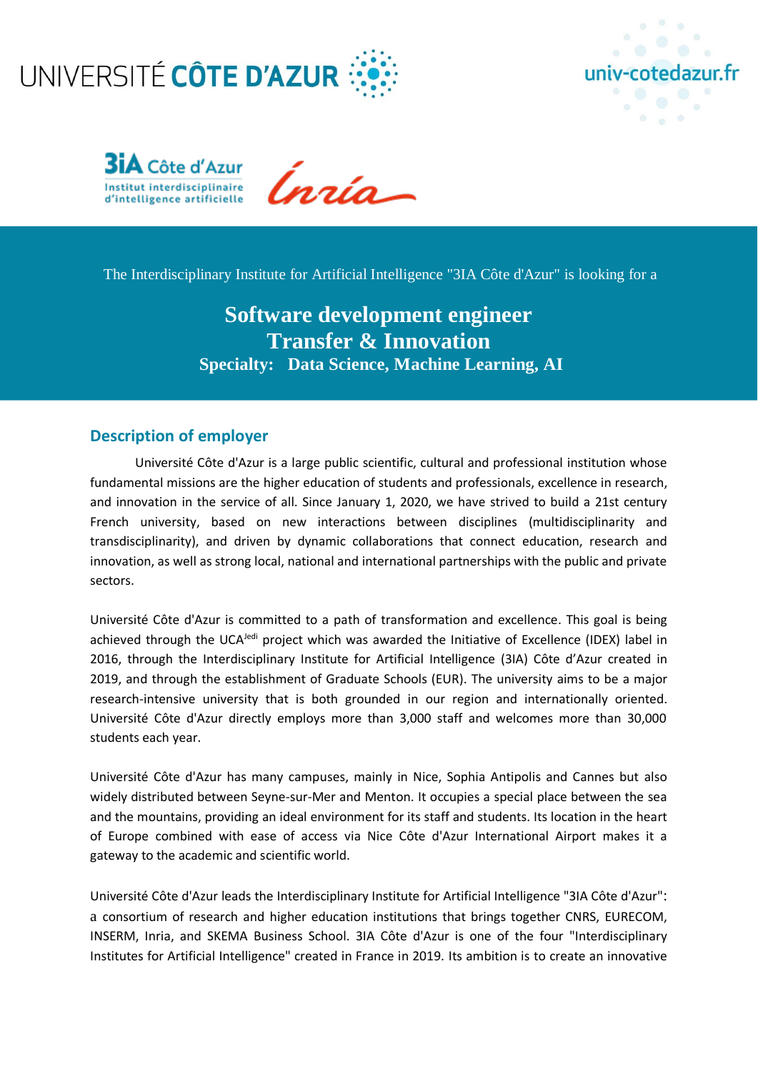The Interdisciplinary Institute for Artificial Intelligence "3IA Côte d'Azur" is looking for a

# Software development engineer
# Transfer & Innovation
## Specialty: Data Science, Machine Learning, AI

## Description of employer

Université Côte d'Azur is a large public scientific, cultural and professional institution whose fundamental missions are the higher education of students and professionals, excellence in research, and innovation in the service of all. Since January 1, 2020, we have strived to build a 21st century French university, based on new interactions between disciplines (multidisciplinarity and transdisciplinarity), and driven by dynamic collaborations that connect education, research and innovation, as well as strong local, national and international partnerships with the public and private sectors.

Université Côte d'Azur is committed to a path of transformation and excellence. This goal is being achieved through the UCA[Jedi] project which was awarded the Initiative of Excellence (IDEX) label in 2016, through the Interdisciplinary Institute for Artificial Intelligence (3IA) Côte d'Azur created in 2019, and through the establishment of Graduate Schools (EUR). The university aims to be a major research-intensive university that is both grounded in our region and internationally oriented. Université Côte d'Azur directly employs more than 3,000 staff and welcomes more than 30,000 students each year.

Université Côte d'Azur has many campuses, mainly in Nice, Sophia Antipolis and Cannes but also widely distributed between Seyne-sur-Mer and Menton. It occupies a special place between the sea and the mountains, providing an ideal environment for its staff and students. Its location in the heart of Europe combined with ease of access via Nice Côte d'Azur International Airport makes it a gateway to the academic and scientific world.

Université Côte d'Azur leads the Interdisciplinary Institute for Artificial Intelligence "3IA Côte d'Azur": a consortium of research and higher education institutions that brings together CNRS, EURECOM, INSERM, Inria, and SKEMA Business School. 3IA Côte d'Azur is one of the four "Interdisciplinary Institutes for Artificial Intelligence" created in France in 2019. Its ambition is to create an innovative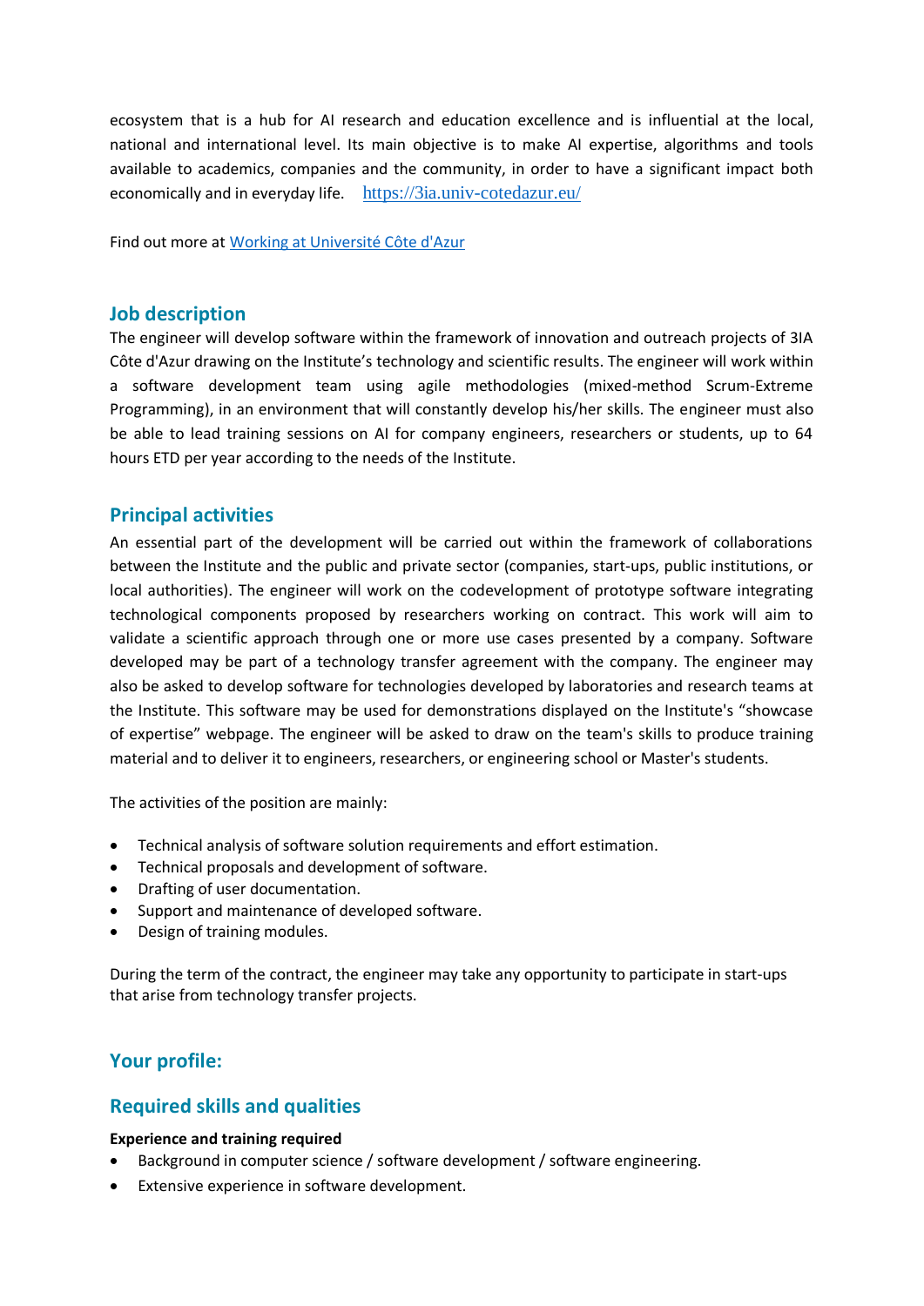ecosystem that is a hub for AI research and education excellence and is influential at the local, national and international level. Its main objective is to make AI expertise, algorithms and tools available to academics, companies and the community, in order to have a significant impact both economically and in everyday life. [https://3ia.univ-cotedazur.eu/](https://3ia.univ-cotedazur.eu/)

Find out more at [Working at Université Côte d'Azur]()

## Job description

The engineer will develop software within the framework of innovation and outreach projects of 3IA Côte d'Azur drawing on the Institute's technology and scientific results. The engineer will work within a software development team using agile methodologies (mixed-method Scrum-Extreme Programming), in an environment that will constantly develop his/her skills. The engineer must also be able to lead training sessions on AI for company engineers, researchers or students, up to 64 hours ETD per year according to the needs of the Institute.

## Principal activities

An essential part of the development will be carried out within the framework of collaborations between the Institute and the public and private sector (companies, start-ups, public institutions, or local authorities). The engineer will work on the codevelopment of prototype software integrating technological components proposed by researchers working on contract. This work will aim to validate a scientific approach through one or more use cases presented by a company. Software developed may be part of a technology transfer agreement with the company. The engineer may also be asked to develop software for technologies developed by laboratories and research teams at the Institute. This software may be used for demonstrations displayed on the Institute's "showcase of expertise" webpage. The engineer will be asked to draw on the team's skills to produce training material and to deliver it to engineers, researchers, or engineering school or Master's students.

The activities of the position are mainly:

- Technical analysis of software solution requirements and effort estimation.
- Technical proposals and development of software.
- Drafting of user documentation.
- Support and maintenance of developed software.
- Design of training modules.

During the term of the contract, the engineer may take any opportunity to participate in start-ups that arise from technology transfer projects.

## Your profile:

## Required skills and qualities

**Experience and training required**

- Background in computer science / software development / software engineering.
- Extensive experience in software development.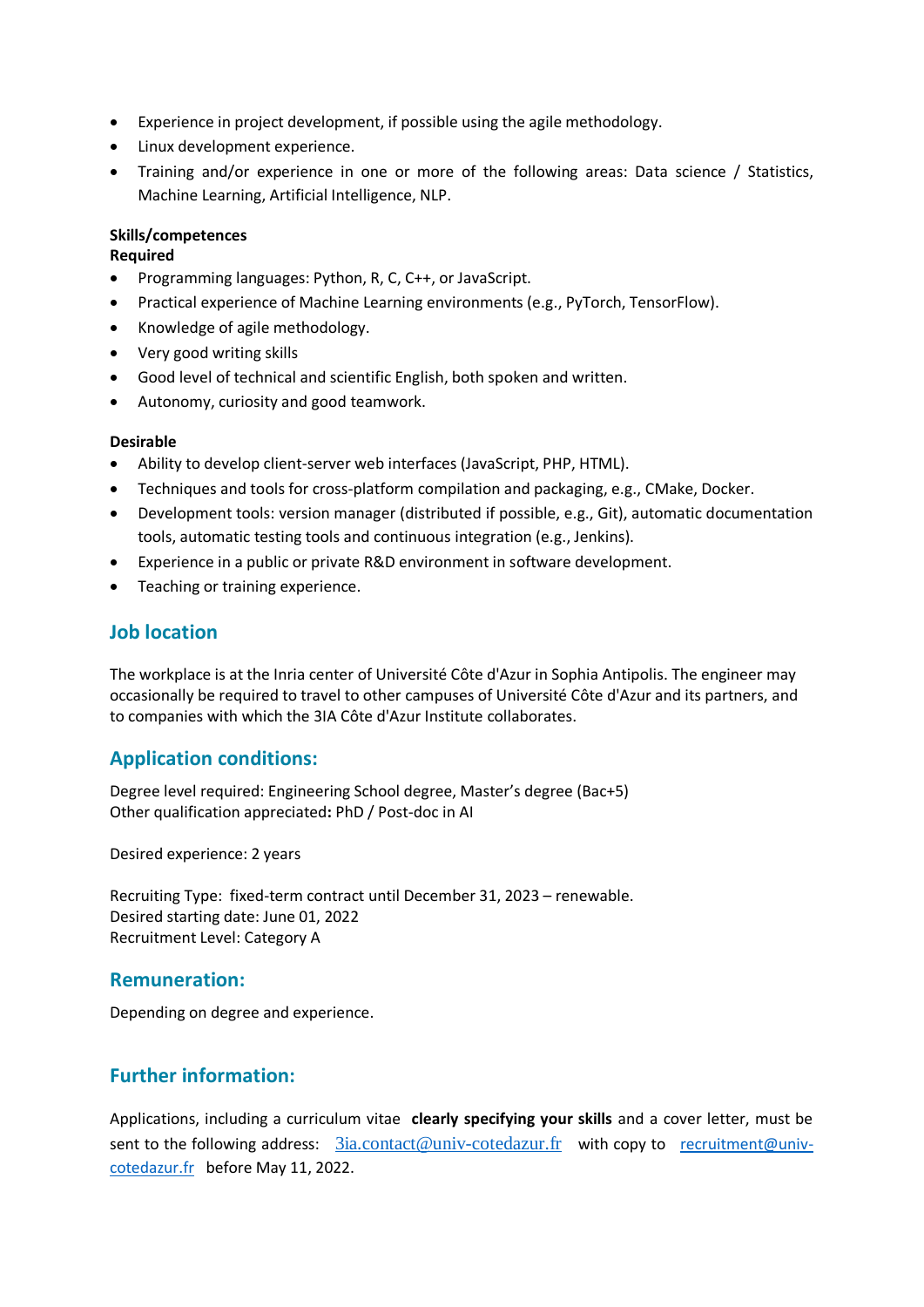- Experience in project development, if possible using the agile methodology.
- Linux development experience.
- Training and/or experience in one or more of the following areas: Data science / Statistics, Machine Learning, Artificial Intelligence, NLP.

**Skills/competences**
**Required**

- Programming languages: Python, R, C, C++, or JavaScript.
- Practical experience of Machine Learning environments (e.g., PyTorch, TensorFlow).
- Knowledge of agile methodology.
- Very good writing skills
- Good level of technical and scientific English, both spoken and written.
- Autonomy, curiosity and good teamwork.

**Desirable**

- Ability to develop client-server web interfaces (JavaScript, PHP, HTML).
- Techniques and tools for cross-platform compilation and packaging, e.g., CMake, Docker.
- Development tools: version manager (distributed if possible, e.g., Git), automatic documentation tools, automatic testing tools and continuous integration (e.g., Jenkins).
- Experience in a public or private R&D environment in software development.
- Teaching or training experience.

## Job location

The workplace is at the Inria center of Université Côte d'Azur in Sophia Antipolis. The engineer may occasionally be required to travel to other campuses of Université Côte d'Azur and its partners, and to companies with which the 3IA Côte d'Azur Institute collaborates.

## Application conditions:

Degree level required: Engineering School degree, Master's degree (Bac+5)
Other qualification appreciated**:** PhD / Post-doc in AI

Desired experience: 2 years

Recruiting Type: fixed-term contract until December 31, 2023 – renewable.
Desired starting date: June 01, 2022
Recruitment Level: Category A

## Remuneration:

Depending on degree and experience.

## Further information:

Applications, including a curriculum vitae **clearly specifying your skills** and a cover letter, must be sent to the following address: 3ia.contact@univ-cotedazur.fr with copy to recruitment@univ-cotedazur.fr before May 11, 2022.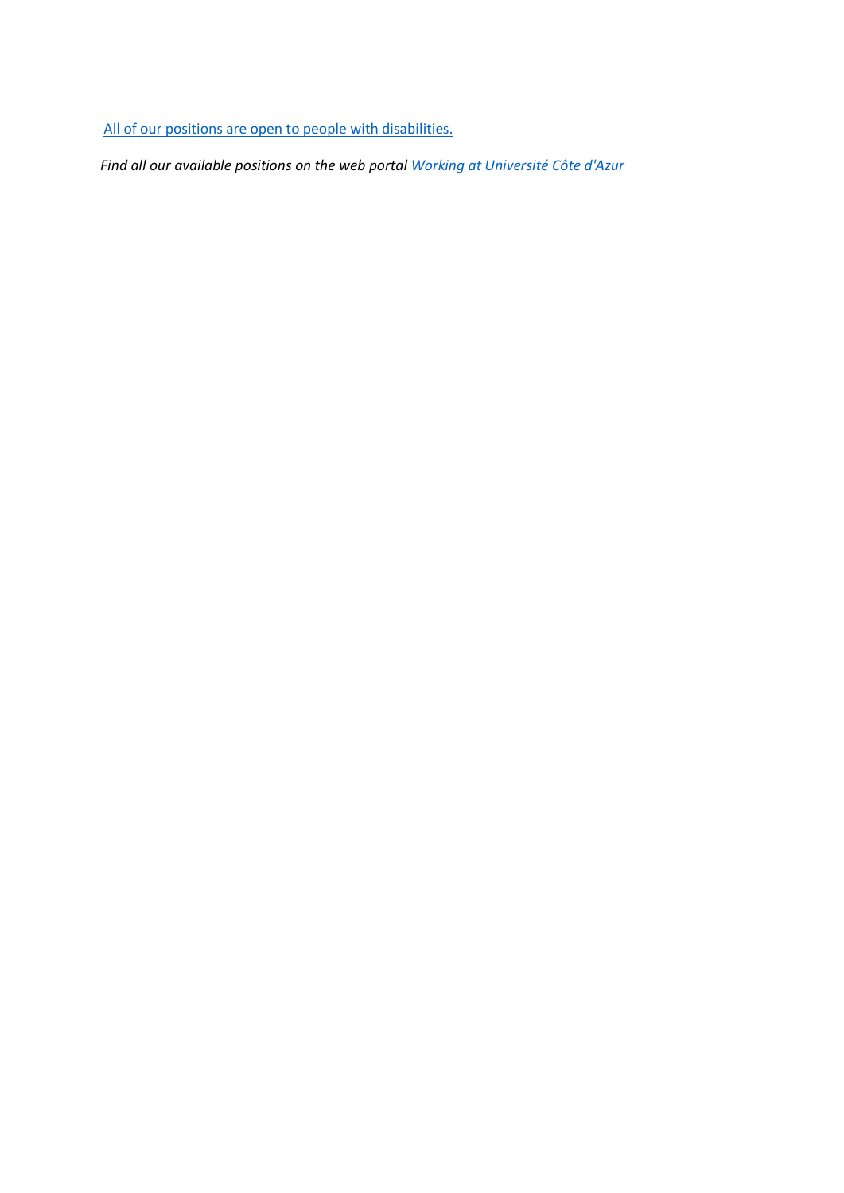All of our positions are open to people with disabilities.

*Find all our available positions on the web portal Working at Université Côte d'Azur*